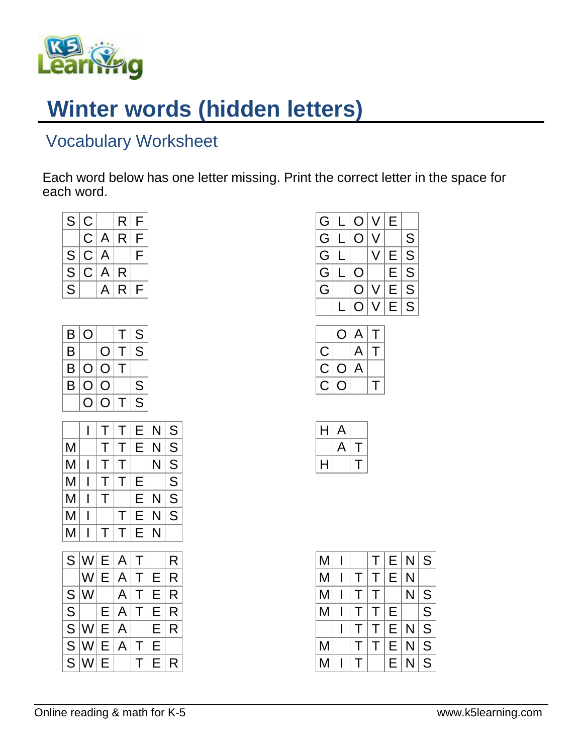# Winter words (hidden letters)

## Vocabulary Worksheet

Each word below has one letter missing. Print the correct letter in the space for each word.

| S | C |  | R | F |
|---|---|---|---|---|
|  | C | A | R | F |
| S | C | A |  | F |
| S | C | A | R |  |
| S |  | A | R | F |

| G | L | O | V | E |  |
|---|---|---|---|---|---|
| G | L | O | V |  | S |
| G | L |  | V | E | S |
| G | L | O |  | E | S |
| G |  | O | V | E | S |
|  | L | O | V | E | S |

| B | O |  | T | S |
|---|---|---|---|---|
| B |  | O | T | S |
| B | O | O | T |  |
| B | O | O |  | S |
|  | O | O | T | S |

|  | O | A | T |
|---|---|---|---|
| C |  | A | T |
| C | O | A |  |
| C | O |  | T |

|  | I | T | T | E | N | S |
|---|---|---|---|---|---|---|
| M |  | T | T | E | N | S |
| M | I | T | T |  | N | S |
| M | I | T | T | E |  | S |
| M | I | T |  | E | N | S |
| M | I |  | T | E | N | S |
| M | I | T | T | E | N |  |

| H | A |  |
|---|---|---|
|  | A | T |
| H |  | T |

| S | W | E | A | T |  | R |
|---|---|---|---|---|---|---|
|  | W | E | A | T | E | R |
| S | W |  | A | T | E | R |
| S |  | E | A | T | E | R |
| S | W | E | A |  | E | R |
| S | W | E | A | T | E |  |
| S | W | E |  | T | E | R |

| M | I |  | T | E | N | S |
|---|---|---|---|---|---|---|
| M | I | T | T | E | N |  |
| M | I | T | T |  | N | S |
| M | I | T | T | E |  | S |
|  | I | T | T | E | N | S |
| M |  | T | T | E | N | S |
| M | I | T |  | E | N | S |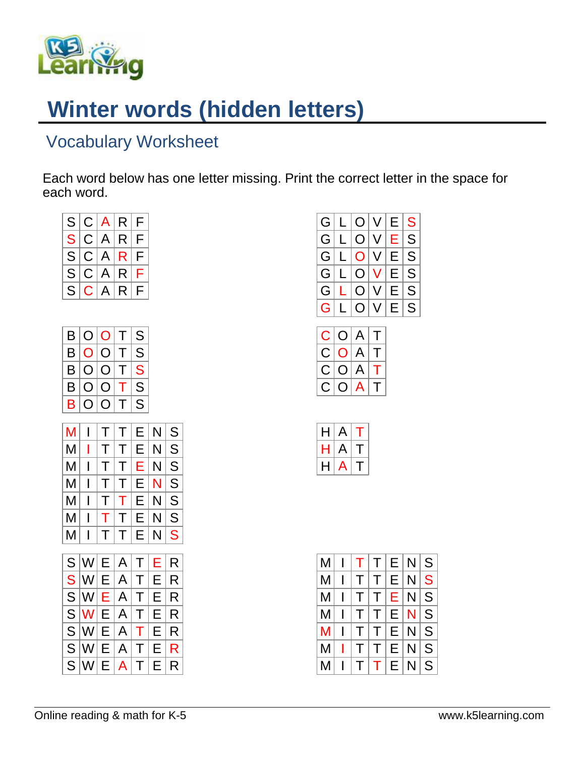# Winter words (hidden letters)

## Vocabulary Worksheet

Each word below has one letter missing. Print the correct letter in the space for each word.

| | | | | |
|---|---|---|---|---|
| S | C | A | R | F |
| S | C | A | R | F |
| S | C | A | R | F |
| S | C | A | R | F |
| S | C | A | R | F |

| | | | | | |
|---|---|---|---|---|---|
| G | L | O | V | E | S |
| G | L | O | V | E | S |
| G | L | O | V | E | S |
| G | L | O | V | E | S |
| G | L | O | V | E | S |
| G | L | O | V | E | S |

| | | | | |
|---|---|---|---|---|
| B | O | O | T | S |
| B | O | O | T | S |
| B | O | O | T | S |
| B | O | O | T | S |
| B | O | O | T | S |

| | | | |
|---|---|---|---|
| C | O | A | T |
| C | O | A | T |
| C | O | A | T |
| C | O | A | T |

| | | | | | | |
|---|---|---|---|---|---|---|
| M | I | T | T | E | N | S |
| M | I | T | T | E | N | S |
| M | I | T | T | E | N | S |
| M | I | T | T | E | N | S |
| M | I | T | T | E | N | S |
| M | I | T | T | E | N | S |
| M | I | T | T | E | N | S |

| | | |
|---|---|---|
| H | A | T |
| H | A | T |
| H | A | T |

| | | | | | | |
|---|---|---|---|---|---|---|
| S | W | E | A | T | E | R |
| S | W | E | A | T | E | R |
| S | W | E | A | T | E | R |
| S | W | E | A | T | E | R |
| S | W | E | A | T | E | R |
| S | W | E | A | T | E | R |
| S | W | E | A | T | E | R |

| | | | | | | |
|---|---|---|---|---|---|---|
| M | I | T | T | E | N | S |
| M | I | T | T | E | N | S |
| M | I | T | T | E | N | S |
| M | I | T | T | E | N | S |
| M | I | T | T | E | N | S |
| M | I | T | T | E | N | S |
| M | I | T | T | E | N | S |